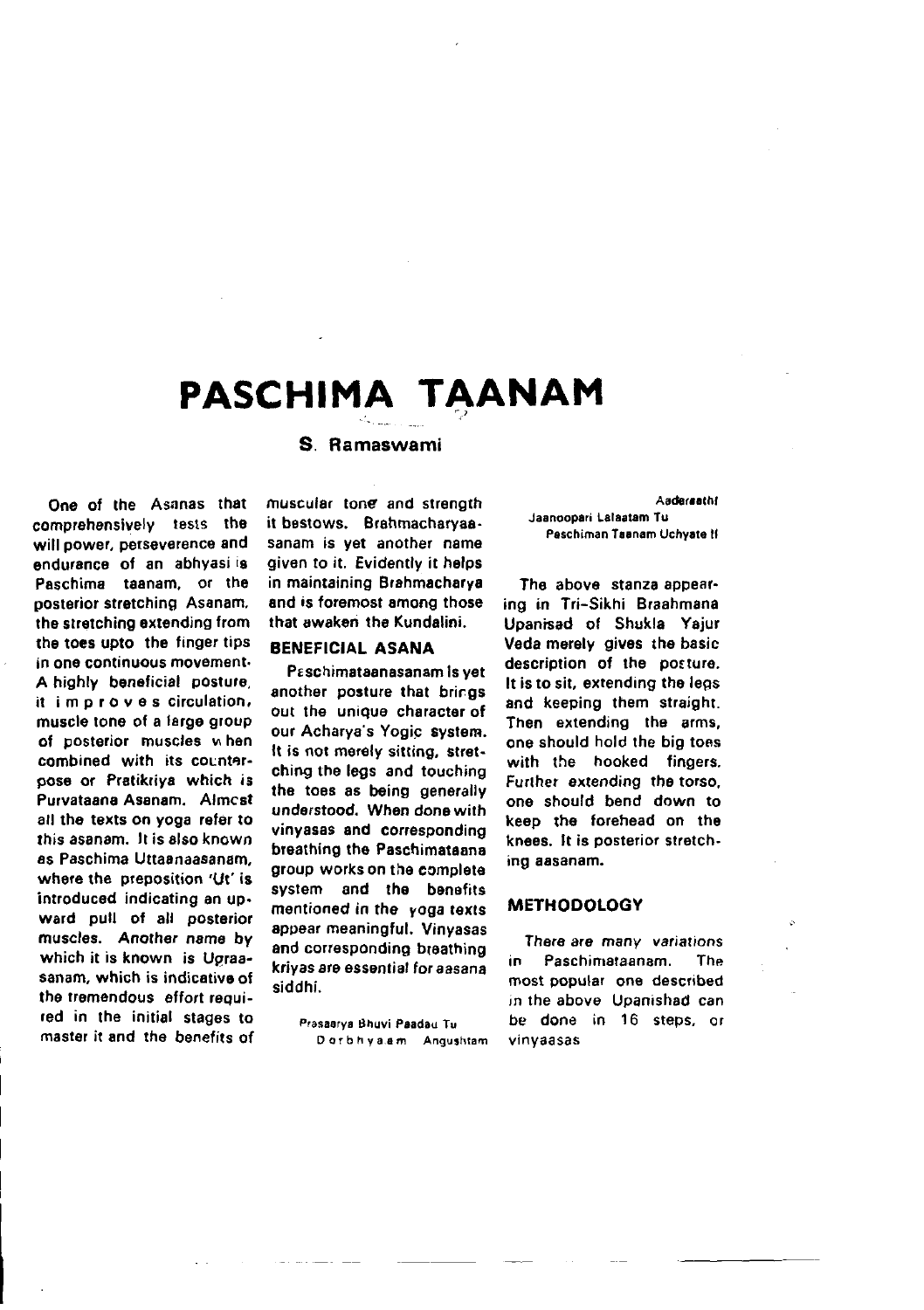# PASCHIMA TAANAM

**S. Ramaswami**

One of the Asanas that comprehensively tests the will power, perseverence and endurance of an abhyasi is Paschima taanam, or the posterior stretching Asanam, the stretching extending from the toes upto the finger tips in one continuous movement. A highly beneficial posture, it improves circulation, muscle tone of a large group of posterior muscles when combined with its counterpose or Pratikriya which is Purvataana Asanam. Almost all the texts on yoga refer to this asanam. It is also known as Paschima Uttaanaasanam, where the preposition 'Ut' is introduced indicating an upward pull of all posterior muscles. Another name by which it is known is Ugraasanam, which is indicative of the tremendous effort required in the initial stages to master it and the benefits of muscular tone and strength it bestows. Brahmacharyaasanam is yet another name given to it. Evidently it helps in maintaining Brahmacharya and is foremost among those that awaken the Kundalini.

## BENEFICIAL ASANA

Paschimataanasanam is yet another posture that brings out the unique character of our Acharya's Yogic system. It is not merely sitting, stretching the legs and touching the toes as being generally understood. When done with vinyasas and corresponding breathing the Paschimataana group works on the complete system and the benefits mentioned in the yoga texts appear meaningful. Vinyasas and corresponding breathing kriyas are essential for aasana siddhi.

Prasaarya Bhuvi Paadau Tu
Dorbhyaam Angushtam Aadarasthi
Jaanoopari Lalaatam Tu
Paschiman Taanam Uchyate II

The above stanza appearing in Tri-Sikhi Braahmana Upanisad of Shukla Yajur Veda merely gives the basic description of the posture. It is to sit, extending the legs and keeping them straight. Then extending the arms, one should hold the big toes with the hooked fingers. Further extending the torso, one should bend down to keep the forehead on the knees. It is posterior stretching aasanam.

## METHODOLOGY

There are many variations in Paschimataanam. The most popular one described in the above Upanishad can be done in 16 steps, or vinyaasas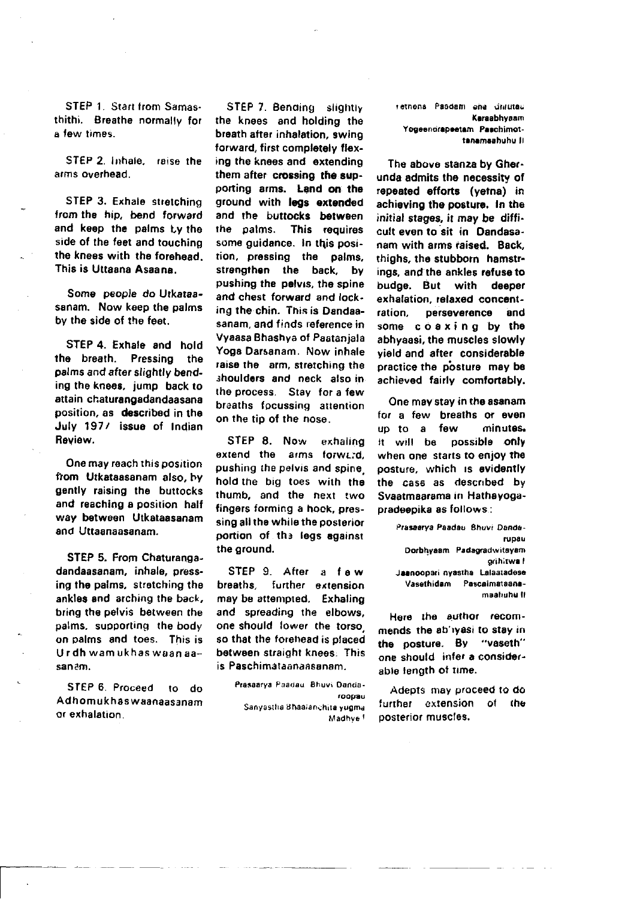STEP 1. Start from Samasthithi. Breathe normally for a few times.

STEP 2. Inhale, raise the arms overhead.

STEP 3. Exhale stretching from the hip, bend forward and keep the palms by the side of the feet and touching the knees with the forehead. This is Uttaana Asaana.

Some people do Utkataasanam. Now keep the palms by the side of the feet.

STEP 4. Exhale and hold the breath. Pressing the palms and after slightly bending the knees, jump back to attain chaturangadandaasana position, as described in the July 1977 issue of Indian Review.

One may reach this position from Utkataasanam also, by gently raising the buttocks and reaching a position half way between Utkataasanam and Uttaanaasanam.

STEP 5. From Chaturangadandaasanam, inhale, pressing the palms, stretching the ankles and arching the back, bring the pelvis between the palms, supporting the body on palms and toes. This is Urdhwamukhaswaanaasanam.

STEP 6. Proceed to do Adhomukhaswaanaasanam or exhalation.

STEP 7. Bending slightly the knees and holding the breath after inhalation, swing forward, first completely flexing the knees and extending them after crossing the supporting arms. Land on the ground with legs extended and the buttocks between the palms. This requires some guidance. In this position, pressing the palms, strengthen the back, by pushing the pelvis, the spine and chest forward and locking the chin. This is Dandaasanam, and finds reference in Vyaasa Bhashya of Paatanjala Yoga Darsanam. Now inhale raise the arm, stretching the shoulders and neck also in the process. Stay for a few breaths focussing attention on the tip of the nose.

STEP 8. Now exhaling extend the arms forward, pushing the pelvis and spine, hold the big toes with the thumb, and the next two fingers forming a hook, pressing all the while the posterior portion of the legs against the ground.

STEP 9. After a few breaths, further extension may be attempted. Exhaling and spreading the elbows, one should lower the torso, so that the forehead is placed between straight knees. This is Paschimataanaasanam.

> Prasaarya Paadau Bhuvi Dandaroopau
> Sanyastha Bhaalanchita yugma Madhye!
> Yetnena Paadam cha dhrutau Karaabhyaam
> Yogeendrapeetam Paschimottanamaahuhu II

The above stanza by Gherunda admits the necessity of repeated efforts (yetna) in achieving the posture. In the initial stages, it may be difficult even to sit in Dandasanam with arms raised. Back, thighs, the stubborn hamstrings, and the ankles refuse to budge. But with deeper exhalation, relaxed concentration, perseverence and some coaxing by the abhyaasi, the muscles slowly yield and after considerable practice the posture may be achieved fairly comfortably.

One may stay in the asanam for a few breaths or even up to a few minutes. It will be possible only when one starts to enjoy the posture, which is evidently the case as described by Svaatmaarama in Hathayogapradeepika as follows:

> Prasaarya Paadau Bhuvi Dandarupau
> Dorbhyaam Padagradwitayam grihitwa!
> Jaanoopari nyastha Lalaatadese
> Vasethidam Pascimataanamaahuhu II

Here the author recommends the abhyasi to stay in the posture. By "vaseth" one should infer a considerable length of time.

Adepts may proceed to do further extension of the posterior muscles.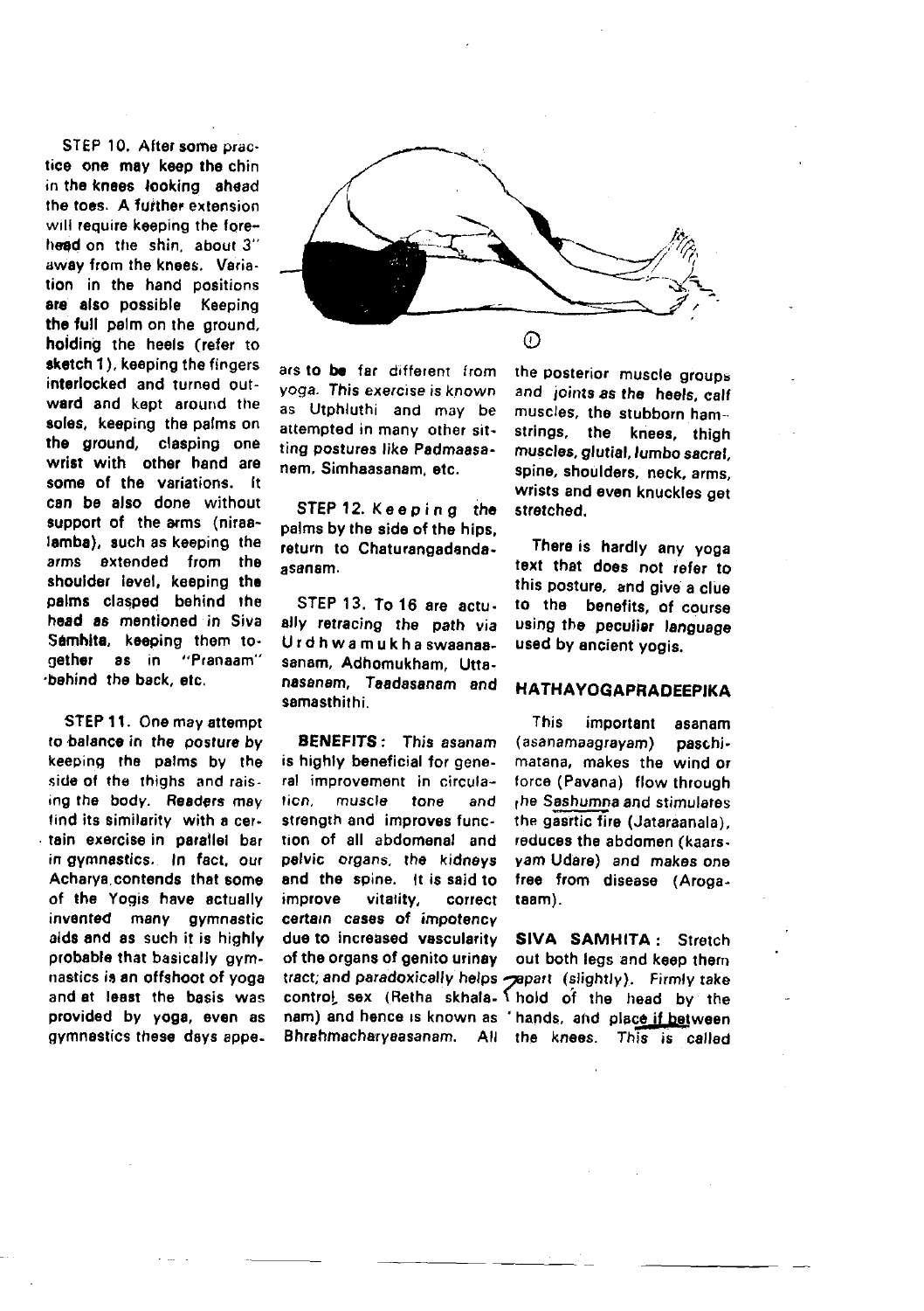STEP 10. After some practice one may keep the chin in the knees looking ahead the toes. A further extension will require keeping the forehead on the shin, about 3" away from the knees. Variation in the hand positions are also possible Keeping the full palm on the ground, holding the heels (refer to sketch 1), keeping the fingers interlocked and turned outward and kept around the soles, keeping the palms on the ground, clasping one wrist with other hand are some of the variations. It can be also done without support of the arms (niraalamba), such as keeping the arms extended from the shoulder level, keeping the palms clasped behind the head as mentioned in Siva Samhita, keeping them together as in "Pranaam" behind the back, etc.

STEP 11. One may attempt to balance in the posture by keeping the palms by the side of the thighs and raising the body. Readers may find its similarity with a certain exercise in parallel bar in gymnastics. In fact, our Acharya contends that some of the Yogis have actually invented many gymnastic aids and as such it is highly probable that basically gymnastics is an offshoot of yoga and at least the basis was provided by yoga, even as gymnastics these days appears to be far different from yoga. This exercise is known as Utphluthi and may be attempted in many other sitting postures like Padmaasanem, Simhaasanam, etc.

1

STEP 12. Keeping the palms by the side of the hips, return to Chaturangadandaasanam.

STEP 13. To 16 are actually retracing the path via Urdhwamukhaswaanaasanam, Adhomukham, Uttanasanam, Taadasanam and samasthithi.

**BENEFITS**: This asanam is highly beneficial for general improvement in circulation, muscle tone and strength and improves function of all abdomenal and pelvic organs, the kidneys and the spine. It is said to improve vitality, correct certain cases of impotency due to increased vascularity of the organs of genito urinay tract; and paradoxically helps control sex (Retha skhalanam) and hence is known as Bhrahmacharyaasanam. All the posterior muscle groups and joints as the heels, calf muscles, the stubborn hamstrings, the knees, thigh muscles, glutial, lumbo sacral, spine, shoulders, neck, arms, wrists and even knuckles get stretched.

There is hardly any yoga text that does not refer to this posture, and give a clue to the benefits, of course using the peculiar language used by ancient yogis.

## HATHAYOGAPRADEEPIKA

This important asanam (asanamaagrayam) paschimatana, makes the wind or force (Pavana) flow through the Sashumna and stimulates the gasrtic fire (Jataraanala), reduces the abdomen (kaarsyam Udare) and makes one free from disease (Arogataam).

**SIVA SAMHITA**: Stretch out both legs and keep them apart (slightly). Firmly take hold of the head by the hands, and place it between the knees. This is called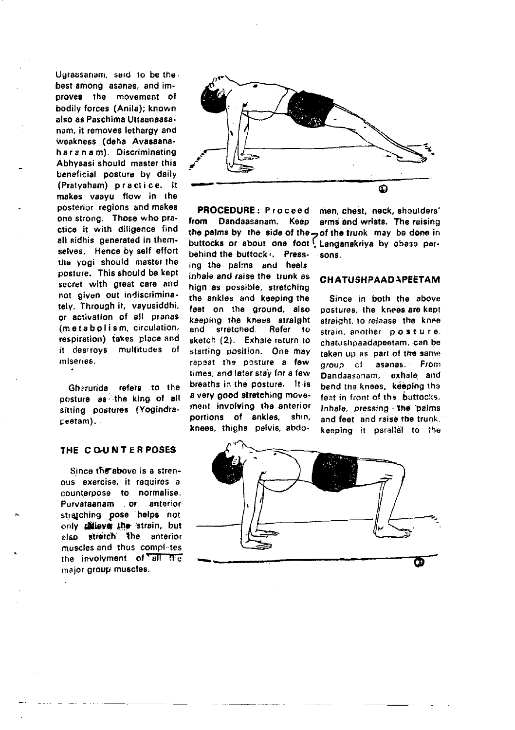Ugraasanam, said to be the best among asanas, and improves the movement of bodily forces (Anila); known also as Paschima Uttaanaasanam, it removes lethargy and weakness (deha Avasaanaharanam). Discriminating Abhyaasi should master this beneficial posture by daily (Pratyaham) practice. It makes vaayu flow in the posterior regions and makes one strong. Those who practice it with diligence find all sidhis generated in themselves. Hence by self effort the yogi should master the posture. This should be kept secret with great care and not given out indiscriminately. Through it, vayusiddhi, or activation of all pranas (metabolism, circulation, respiration) takes place and it destroys multitudes of miseries.

Gherunda refers to the posture as the king of all sitting postures (Yogindrapeetam).

### THE COUNTER POSES

Since the above is a strenous exercise, it requires a counterpose to normalise. Purvataanam or anterior stretching pose helps not only relieve the strain, but also stretch the anterior muscles and thus completes the involvment of all the major group muscles.

**PROCEDURE:** Proceed from Dandaasanam. Keep the palms by the side of the buttocks or about one foot behind the buttocks. Pressing the palms and heels inhale and raise the trunk as high as possible, stretching the ankles and keeping the feet on the ground, also keeping the knees straight and stretched. Refer to sketch (2). Exhale return to starting position. One may repeat the posture a few times, and later stay for a few breaths in the posture. It is a very good stretching movement involving the anterior portions of ankles, shin, knees, thighs pelvis, abdomen, chest, neck, shoulders' arms and wrists. The raising of the trunk may be done in Langanakriya by obese persons.

### CHATUSHPAADAPEETAM

Since in both the above postures, the knees are kept straight, to release the knee strain, another posture, chatushpaadapeetam, can be taken up as part of the same group of asanas. From Dandaasanam, exhale and bend the knees, keeping the feet in front of the buttocks. Inhale, pressing the palms and feet and raise the trunk, keeping it parallel to the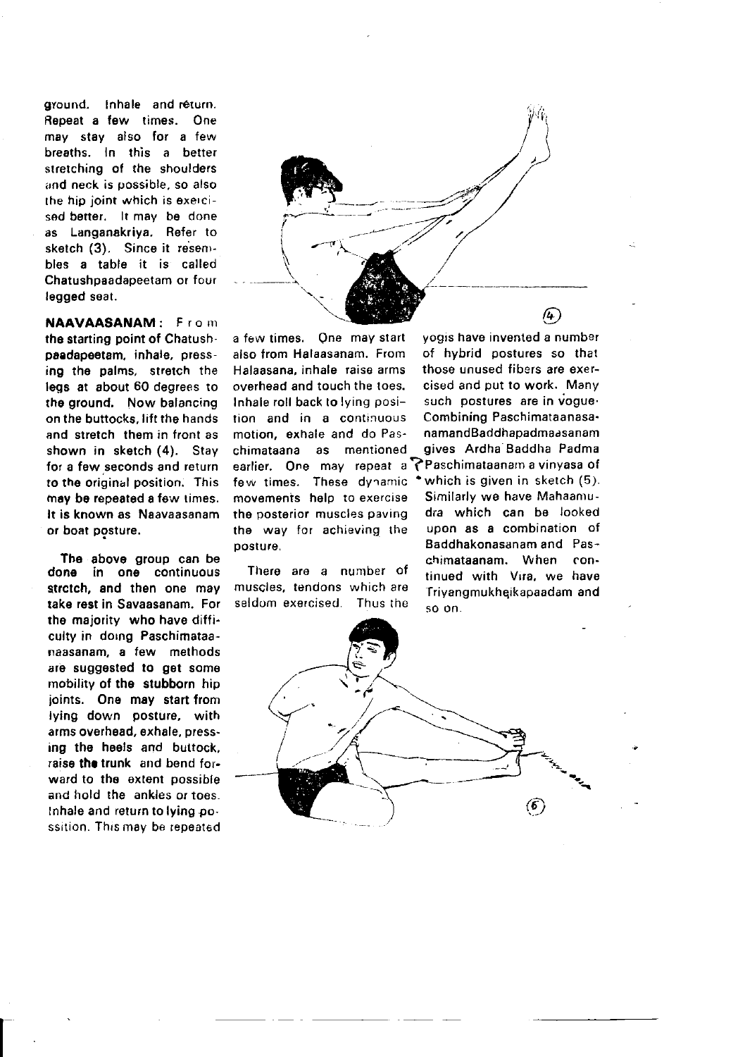ground. Inhale and return. Repeat a few times. One may stay also for a few breaths. In this a better stretching of the shoulders and neck is possible, so also the hip joint which is exercised better. It may be done as Langanakriya. Refer to sketch (3). Since it resembles a table it is called Chatushpaadapeetam or four legged seat.

**NAAVAASANAM: From the starting point of Chatushpaadapeetam, inhale, pressing the palms, stretch the legs at about 60 degrees to the ground. Now balancing on the buttocks, lift the hands and stretch them in front as shown in sketch (4). Stay for a few seconds and return to the original position. This may be repeated a few times. It is known as Naavaasanam or boat posture.**

**The above group can be done in one continuous stretch, and then one may take rest in Savaasanam. For the majority who have difficulty in doing Paschimataanaasanam, a few methods are suggested to get some mobility of the stubborn hip joints. One may start from lying down posture, with arms overhead, exhale, pressing the heels and buttock, raise the trunk and bend forward to the extent possible and hold the ankles or toes.** Inhale and return to lying possition. This may be repeated a few times. One may start also from Halaasanam. From Halaasana, inhale raise arms overhead and touch the toes. Inhale roll back to lying position and in a continuous motion, exhale and do Paschimataana as mentioned earlier. One may repeat a few times. These dynamic movements help to exercise the posterior muscles paving the way for achieving the posture.

There are a number of muscles, tendons which are seldom exercised. Thus the yogis have invented a number of hybrid postures so that those unused fibers are exercised and put to work. Many such postures are in vogue. Combining Paschimataanasanamand Baddhapadmaasanam gives Ardha Baddha Padma Paschimataanam a vinyasa of which is given in sketch (5). Similarly we have Mahaamudra which can be looked upon as a combination of Baddhakonasanam and Paschimataanam. When continued with Vira, we have Triyangmukheikapaadam and so on.

(4)

(5)